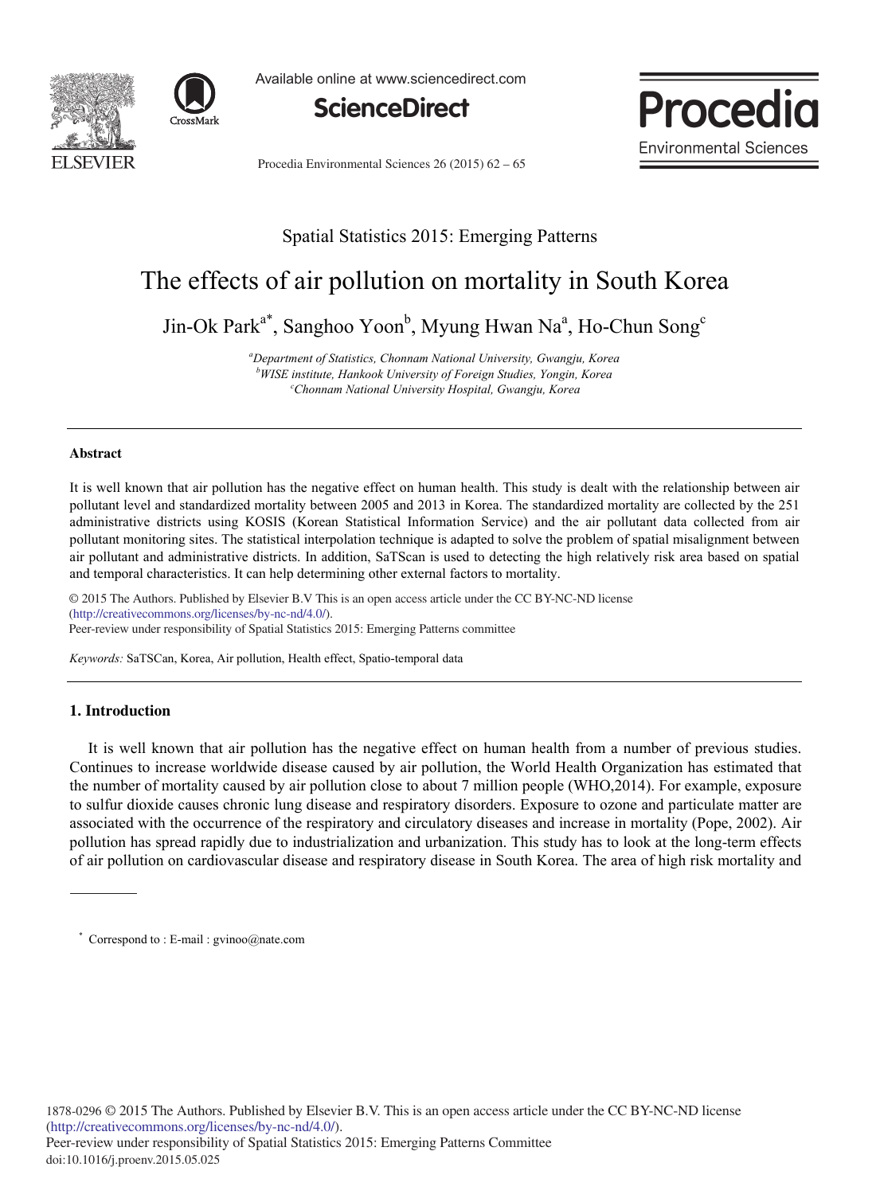Spatial Statistics 2015: Emerging Patterns

# The effects of air pollution on mortality in South Korea

Jin-Ok Park[a*], Sanghoo Yoon[b], Myung Hwan Na[a], Ho-Chun Song[c]

[a]*Department of Statistics, Chonnam National University, Gwangju, Korea*
[b]*WISE institute, Hankook University of Foreign Studies, Yongin, Korea*
[c]*Chonnam National University Hospital, Gwangju, Korea*

## Abstract

It is well known that air pollution has the negative effect on human health. This study is dealt with the relationship between air pollutant level and standardized mortality between 2005 and 2013 in Korea. The standardized mortality are collected by the 251 administrative districts using KOSIS (Korean Statistical Information Service) and the air pollutant data collected from air pollutant monitoring sites. The statistical interpolation technique is adapted to solve the problem of spatial misalignment between air pollutant and administrative districts. In addition, SaTScan is used to detecting the high relatively risk area based on spatial and temporal characteristics. It can help determining other external factors to mortality.

© 2015 The Authors. Published by Elsevier B.V This is an open access article under the CC BY-NC-ND license (http://creativecommons.org/licenses/by-nc-nd/4.0/).
Peer-review under responsibility of Spatial Statistics 2015: Emerging Patterns committee

*Keywords:* SaTSCan, Korea, Air pollution, Health effect, Spatio-temporal data

## 1. Introduction

It is well known that air pollution has the negative effect on human health from a number of previous studies. Continues to increase worldwide disease caused by air pollution, the World Health Organization has estimated that the number of mortality caused by air pollution close to about 7 million people (WHO,2014). For example, exposure to sulfur dioxide causes chronic lung disease and respiratory disorders. Exposure to ozone and particulate matter are associated with the occurrence of the respiratory and circulatory diseases and increase in mortality (Pope, 2002). Air pollution has spread rapidly due to industrialization and urbanization. This study has to look at the long-term effects of air pollution on cardiovascular disease and respiratory disease in South Korea. The area of high risk mortality and

\* Correspond to : E-mail : gvinoo@nate.com

1878-0296 © 2015 The Authors. Published by Elsevier B.V. This is an open access article under the CC BY-NC-ND license (http://creativecommons.org/licenses/by-nc-nd/4.0/).
Peer-review under responsibility of Spatial Statistics 2015: Emerging Patterns Committee
doi:10.1016/j.proenv.2015.05.025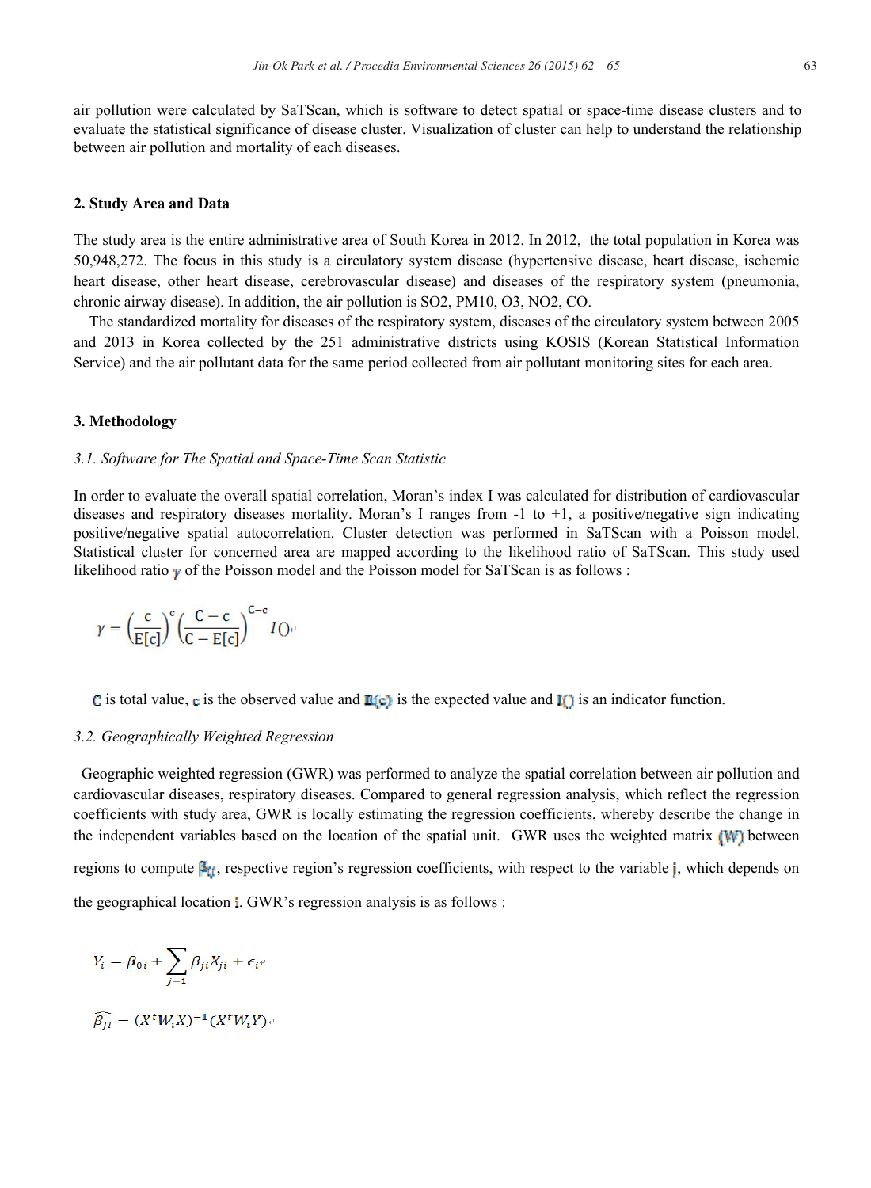air pollution were calculated by SaTScan, which is software to detect spatial or space-time disease clusters and to evaluate the statistical significance of disease cluster. Visualization of cluster can help to understand the relationship between air pollution and mortality of each diseases.

## 2. Study Area and Data

The study area is the entire administrative area of South Korea in 2012. In 2012, the total population in Korea was 50,948,272. The focus in this study is a circulatory system disease (hypertensive disease, heart disease, ischemic heart disease, other heart disease, cerebrovascular disease) and diseases of the respiratory system (pneumonia, chronic airway disease). In addition, the air pollution is $SO_2$, PM10, $O_3$, $NO_2$, CO.

The standardized mortality for diseases of the respiratory system, diseases of the circulatory system between 2005 and 2013 in Korea collected by the 251 administrative districts using KOSIS (Korean Statistical Information Service) and the air pollutant data for the same period collected from air pollutant monitoring sites for each area.

## 3. Methodology

### *3.1. Software for The Spatial and Space-Time Scan Statistic*

In order to evaluate the overall spatial correlation, Moran's index I was calculated for distribution of cardiovascular diseases and respiratory diseases mortality. Moran's I ranges from -1 to +1, a positive/negative sign indicating positive/negative spatial autocorrelation. Cluster detection was performed in SaTScan with a Poisson model. Statistical cluster for concerned area are mapped according to the likelihood ratio of SaTScan. This study used likelihood ratio $\gamma$ of the Poisson model and the Poisson model for SaTScan is as follows :

$$\gamma = \left(\frac{c}{E[c]}\right)^{c}\left(\frac{C-c}{C-E[c]}\right)^{C-c} I()$$

$C$ is total value, $c$ is the observed value and $E(c)$ is the expected value and $I()$ is an indicator function.

### *3.2. Geographically Weighted Regression*

Geographic weighted regression (GWR) was performed to analyze the spatial correlation between air pollution and cardiovascular diseases, respiratory diseases. Compared to general regression analysis, which reflect the regression coefficients with study area, GWR is locally estimating the regression coefficients, whereby describe the change in the independent variables based on the location of the spatial unit. GWR uses the weighted matrix $(W)$ between regions to compute $\beta_{ji}$, respective region's regression coefficients, with respect to the variable $j$, which depends on the geographical location $i$. GWR's regression analysis is as follows :

$$Y_i = \beta_{0i} + \sum_{j=1} \beta_{ji} X_{ji} + \epsilon_i$$

$$\widehat{\beta_{ji}} = (X^t W_i X)^{-1} (X^t W_i Y)$$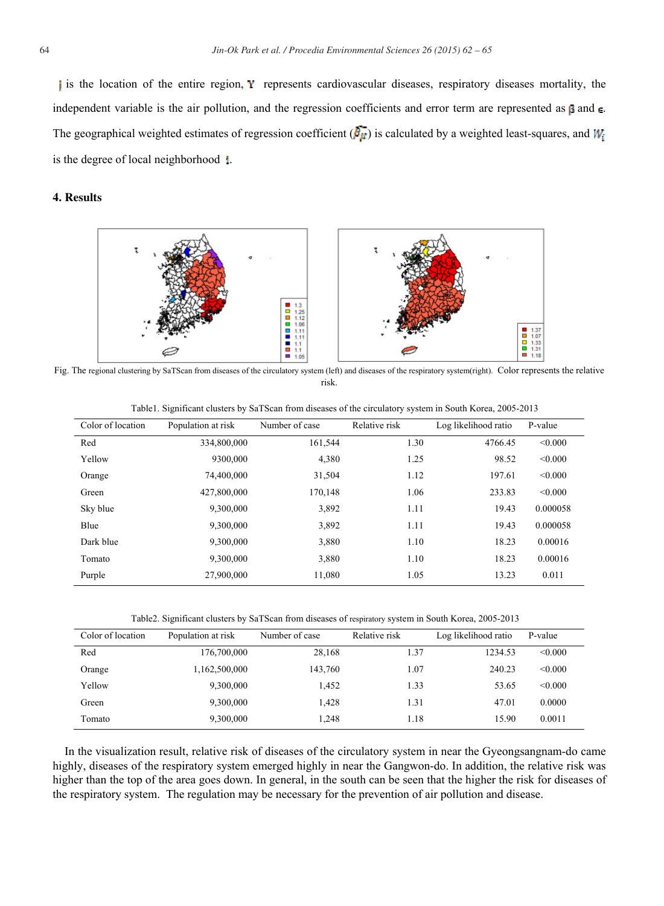$j$ is the location of the entire region, $Y$ represents cardiovascular diseases, respiratory diseases mortality, the independent variable is the air pollution, and the regression coefficients and error term are represented as $\beta$ and $\varepsilon$. The geographical weighted estimates of regression coefficient ($\hat{\beta}_{jk}$) is calculated by a weighted least-squares, and $W_i$ is the degree of local neighborhood $i$.

## 4. Results

Fig. The regional clustering by SaTScan from diseases of the circulatory system (left) and diseases of the respiratory system(right). Color represents the relative risk.

Table1. Significant clusters by SaTScan from diseases of the circulatory system in South Korea, 2005-2013

| Color of location | Population at risk | Number of case | Relative risk | Log likelihood ratio | P-value |
|---|---|---|---|---|---|
| Red | 334,800,000 | 161,544 | 1.30 | 4766.45 | <0.000 |
| Yellow | 9300,000 | 4,380 | 1.25 | 98.52 | <0.000 |
| Orange | 74,400,000 | 31,504 | 1.12 | 197.61 | <0.000 |
| Green | 427,800,000 | 170,148 | 1.06 | 233.83 | <0.000 |
| Sky blue | 9,300,000 | 3,892 | 1.11 | 19.43 | 0.000058 |
| Blue | 9,300,000 | 3,892 | 1.11 | 19.43 | 0.000058 |
| Dark blue | 9,300,000 | 3,880 | 1.10 | 18.23 | 0.00016 |
| Tomato | 9,300,000 | 3,880 | 1.10 | 18.23 | 0.00016 |
| Purple | 27,900,000 | 11,080 | 1.05 | 13.23 | 0.011 |

Table2. Significant clusters by SaTScan from diseases of respiratory system in South Korea, 2005-2013

| Color of location | Population at risk | Number of case | Relative risk | Log likelihood ratio | P-value |
|---|---|---|---|---|---|
| Red | 176,700,000 | 28,168 | 1.37 | 1234.53 | <0.000 |
| Orange | 1,162,500,000 | 143,760 | 1.07 | 240.23 | <0.000 |
| Yellow | 9,300,000 | 1,452 | 1.33 | 53.65 | <0.000 |
| Green | 9,300,000 | 1,428 | 1.31 | 47.01 | 0.0000 |
| Tomato | 9,300,000 | 1,248 | 1.18 | 15.90 | 0.0011 |

In the visualization result, relative risk of diseases of the circulatory system in near the Gyeongsangnam-do came highly, diseases of the respiratory system emerged highly in near the Gangwon-do. In addition, the relative risk was higher than the top of the area goes down. In general, in the south can be seen that the higher the risk for diseases of the respiratory system. The regulation may be necessary for the prevention of air pollution and disease.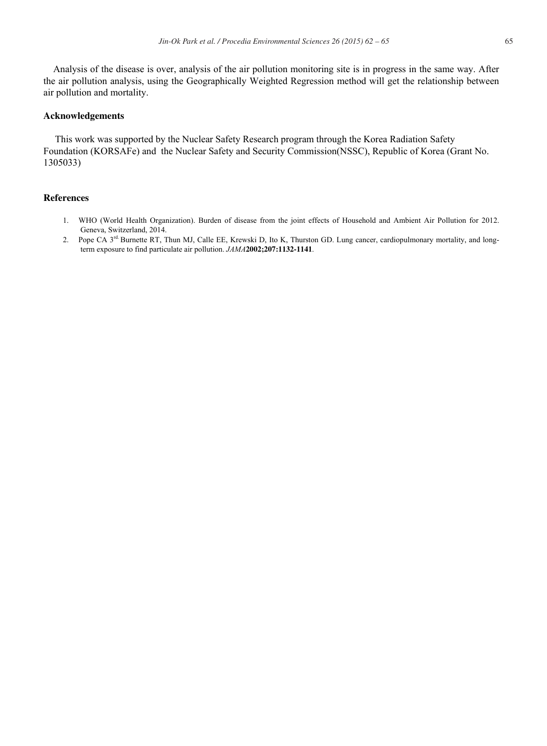Analysis of the disease is over, analysis of the air pollution monitoring site is in progress in the same way. After the air pollution analysis, using the Geographically Weighted Regression method will get the relationship between air pollution and mortality.

## Acknowledgements

This work was supported by the Nuclear Safety Research program through the Korea Radiation Safety Foundation (KORSAFe) and the Nuclear Safety and Security Commission(NSSC), Republic of Korea (Grant No. 1305033)

## References

1. WHO (World Health Organization). Burden of disease from the joint effects of Household and Ambient Air Pollution for 2012. Geneva, Switzerland, 2014.
2. Pope CA 3rd Burnette RT, Thun MJ, Calle EE, Krewski D, Ito K, Thurston GD. Lung cancer, cardiopulmonary mortality, and long-term exposure to find particulate air pollution. *JAMA***2002;207:1132-1141**.